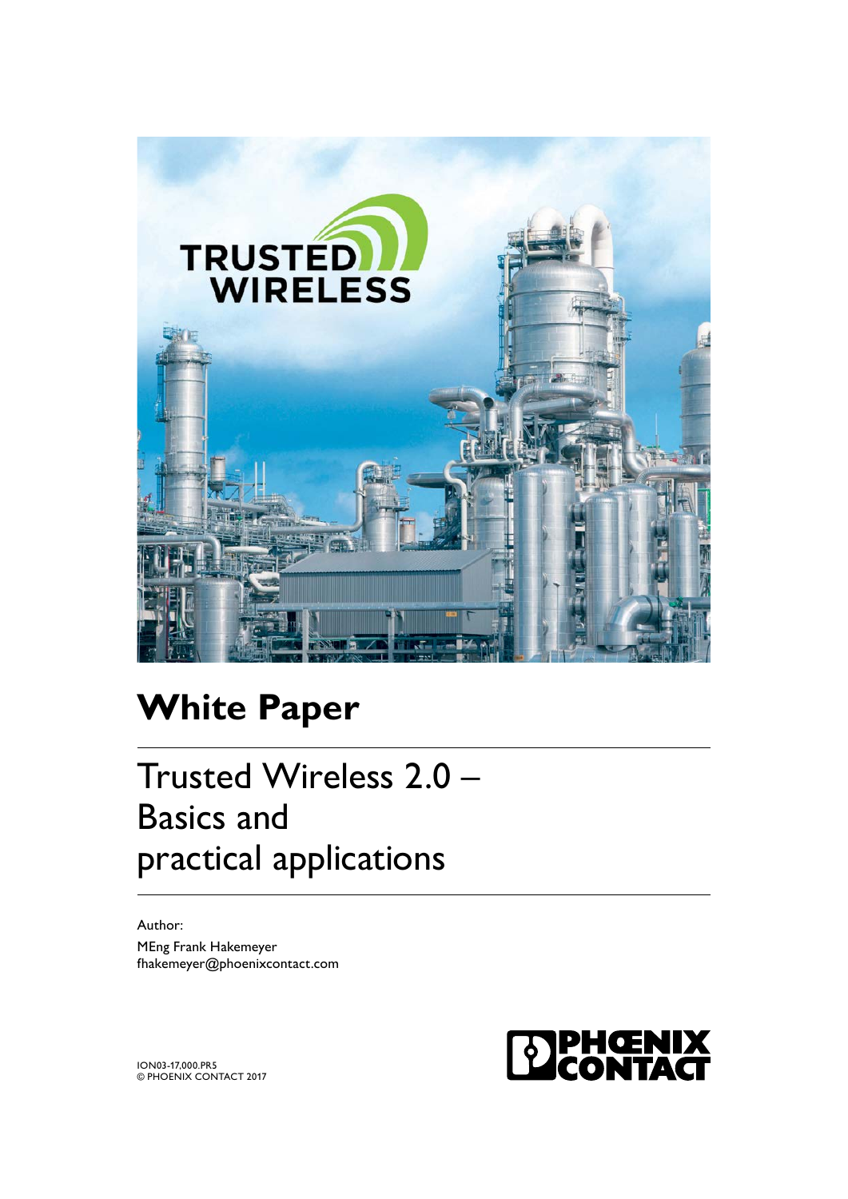# White Paper

## Trusted Wireless 2.0 – Basics and practical applications

Author:

MEng Frank Hakemeyer
fhakemeyer@phoenixcontact.com

ION03-17,000.PR5
© PHOENIX CONTACT 2017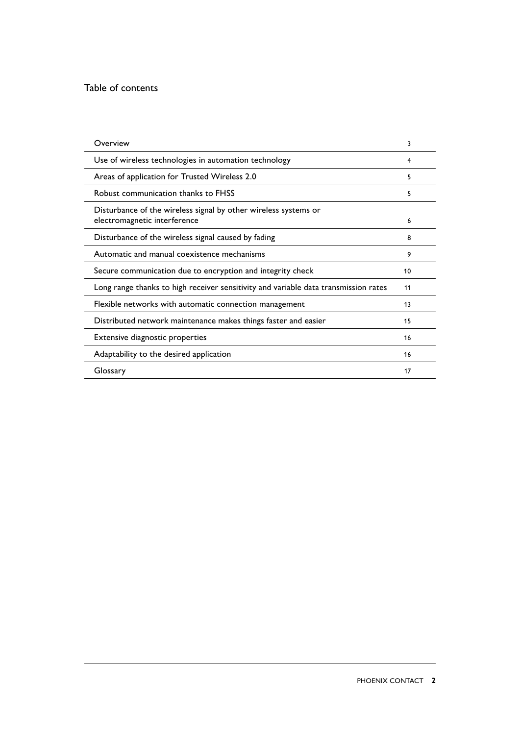## Table of contents

| | |
|---|---|
| Overview | 3 |
| Use of wireless technologies in automation technology | 4 |
| Areas of application for Trusted Wireless 2.0 | 5 |
| Robust communication thanks to FHSS | 5 |
| Disturbance of the wireless signal by other wireless systems or electromagnetic interference | 6 |
| Disturbance of the wireless signal caused by fading | 8 |
| Automatic and manual coexistence mechanisms | 9 |
| Secure communication due to encryption and integrity check | 10 |
| Long range thanks to high receiver sensitivity and variable data transmission rates | 11 |
| Flexible networks with automatic connection management | 13 |
| Distributed network maintenance makes things faster and easier | 15 |
| Extensive diagnostic properties | 16 |
| Adaptability to the desired application | 16 |
| Glossary | 17 |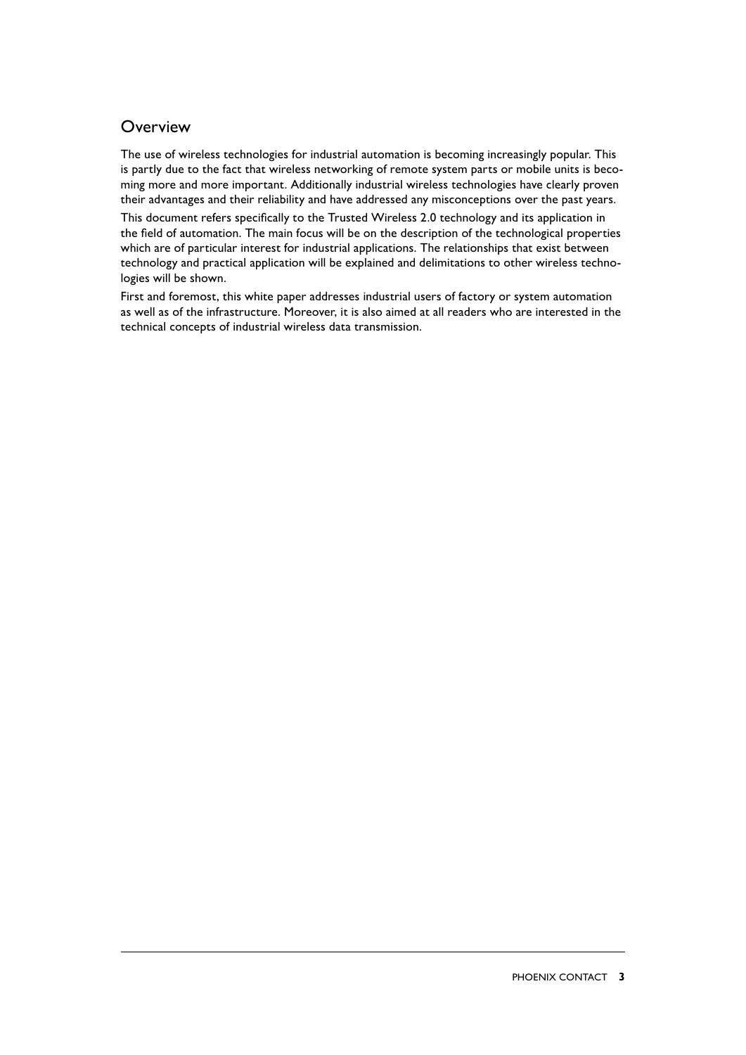## Overview

The use of wireless technologies for industrial automation is becoming increasingly popular. This is partly due to the fact that wireless networking of remote system parts or mobile units is becoming more and more important. Additionally industrial wireless technologies have clearly proven their advantages and their reliability and have addressed any misconceptions over the past years.

This document refers specifically to the Trusted Wireless 2.0 technology and its application in the field of automation. The main focus will be on the description of the technological properties which are of particular interest for industrial applications. The relationships that exist between technology and practical application will be explained and delimitations to other wireless technologies will be shown.

First and foremost, this white paper addresses industrial users of factory or system automation as well as of the infrastructure. Moreover, it is also aimed at all readers who are interested in the technical concepts of industrial wireless data transmission.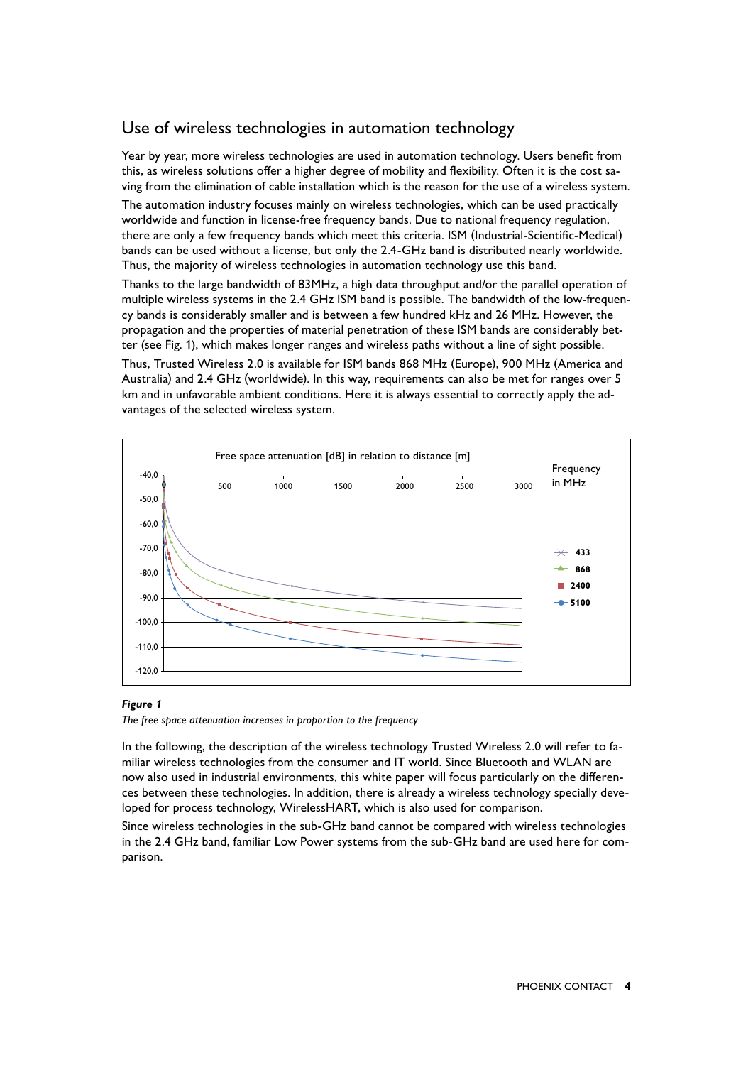## Use of wireless technologies in automation technology

Year by year, more wireless technologies are used in automation technology. Users benefit from this, as wireless solutions offer a higher degree of mobility and flexibility. Often it is the cost saving from the elimination of cable installation which is the reason for the use of a wireless system.

The automation industry focuses mainly on wireless technologies, which can be used practically worldwide and function in license-free frequency bands. Due to national frequency regulation, there are only a few frequency bands which meet this criteria. ISM (Industrial-Scientific-Medical) bands can be used without a license, but only the 2.4-GHz band is distributed nearly worldwide. Thus, the majority of wireless technologies in automation technology use this band.

Thanks to the large bandwidth of 83MHz, a high data throughput and/or the parallel operation of multiple wireless systems in the 2.4 GHz ISM band is possible. The bandwidth of the low-frequency bands is considerably smaller and is between a few hundred kHz and 26 MHz. However, the propagation and the properties of material penetration of these ISM bands are considerably better (see Fig. 1), which makes longer ranges and wireless paths without a line of sight possible.

Thus, Trusted Wireless 2.0 is available for ISM bands 868 MHz (Europe), 900 MHz (America and Australia) and 2.4 GHz (worldwide). In this way, requirements can also be met for ranges over 5 km and in unfavorable ambient conditions. Here it is always essential to correctly apply the advantages of the selected wireless system.

Free space attenuation [dB] in relation to distance [m]

Frequency in MHz: 433, 868, 2400, 5100

***Figure 1***

*The free space attenuation increases in proportion to the frequency*

In the following, the description of the wireless technology Trusted Wireless 2.0 will refer to familiar wireless technologies from the consumer and IT world. Since Bluetooth and WLAN are now also used in industrial environments, this white paper will focus particularly on the differences between these technologies. In addition, there is already a wireless technology specially developed for process technology, WirelessHART, which is also used for comparison.

Since wireless technologies in the sub-GHz band cannot be compared with wireless technologies in the 2.4 GHz band, familiar Low Power systems from the sub-GHz band are used here for comparison.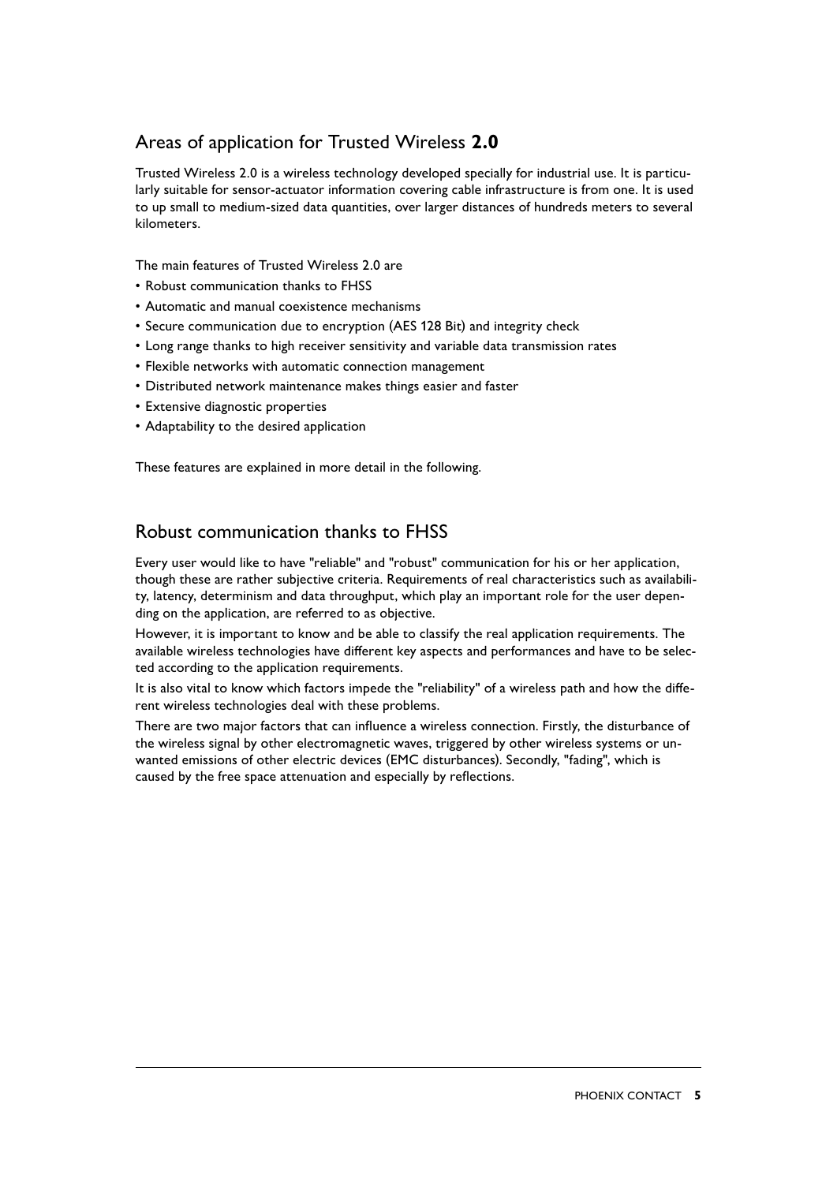## Areas of application for Trusted Wireless **2.0**

Trusted Wireless 2.0 is a wireless technology developed specially for industrial use. It is particularly suitable for sensor-actuator information covering cable infrastructure is from one. It is used to up small to medium-sized data quantities, over larger distances of hundreds meters to several kilometers.

The main features of Trusted Wireless 2.0 are

- Robust communication thanks to FHSS
- Automatic and manual coexistence mechanisms
- Secure communication due to encryption (AES 128 Bit) and integrity check
- Long range thanks to high receiver sensitivity and variable data transmission rates
- Flexible networks with automatic connection management
- Distributed network maintenance makes things easier and faster
- Extensive diagnostic properties
- Adaptability to the desired application

These features are explained in more detail in the following.

## Robust communication thanks to FHSS

Every user would like to have "reliable" and "robust" communication for his or her application, though these are rather subjective criteria. Requirements of real characteristics such as availability, latency, determinism and data throughput, which play an important role for the user depending on the application, are referred to as objective.

However, it is important to know and be able to classify the real application requirements. The available wireless technologies have different key aspects and performances and have to be selected according to the application requirements.

It is also vital to know which factors impede the "reliability" of a wireless path and how the different wireless technologies deal with these problems.

There are two major factors that can influence a wireless connection. Firstly, the disturbance of the wireless signal by other electromagnetic waves, triggered by other wireless systems or unwanted emissions of other electric devices (EMC disturbances). Secondly, "fading", which is caused by the free space attenuation and especially by reflections.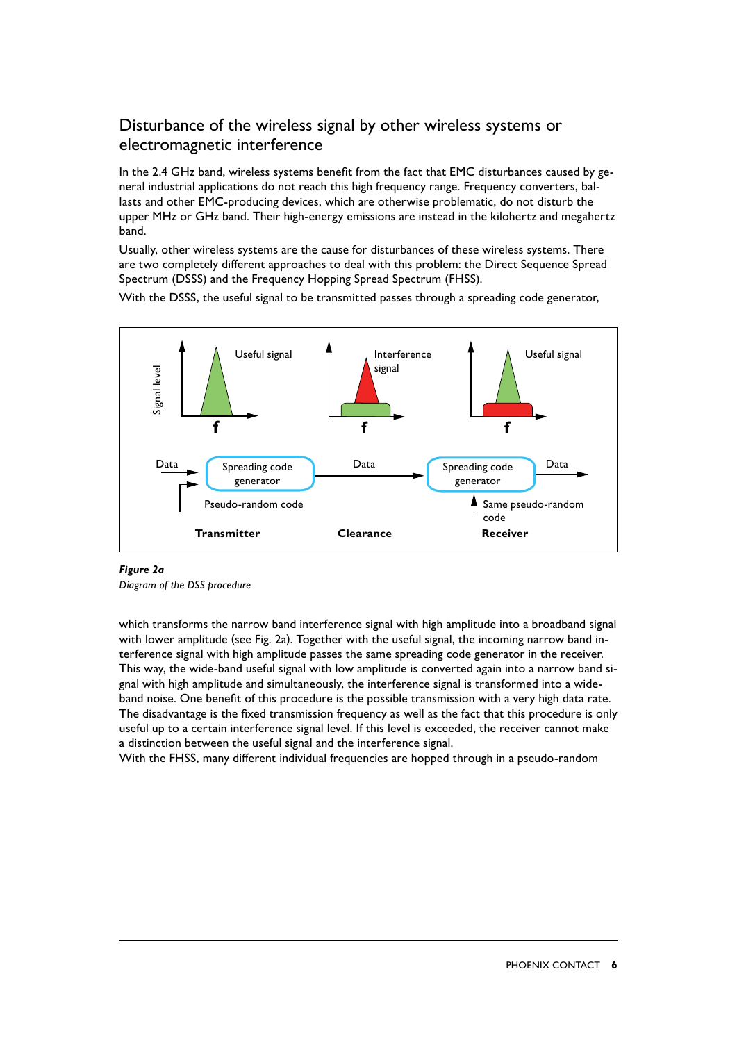## Disturbance of the wireless signal by other wireless systems or electromagnetic interference

In the 2.4 GHz band, wireless systems benefit from the fact that EMC disturbances caused by general industrial applications do not reach this high frequency range. Frequency converters, ballasts and other EMC-producing devices, which are otherwise problematic, do not disturb the upper MHz or GHz band. Their high-energy emissions are instead in the kilohertz and megahertz band.

Usually, other wireless systems are the cause for disturbances of these wireless systems. There are two completely different approaches to deal with this problem: the Direct Sequence Spread Spectrum (DSSS) and the Frequency Hopping Spread Spectrum (FHSS).

With the DSSS, the useful signal to be transmitted passes through a spreading code generator,

***Figure 2a***
*Diagram of the DSS procedure*

which transforms the narrow band interference signal with high amplitude into a broadband signal with lower amplitude (see Fig. 2a). Together with the useful signal, the incoming narrow band interference signal with high amplitude passes the same spreading code generator in the receiver. This way, the wide-band useful signal with low amplitude is converted again into a narrow band signal with high amplitude and simultaneously, the interference signal is transformed into a wide-band noise. One benefit of this procedure is the possible transmission with a very high data rate. The disadvantage is the fixed transmission frequency as well as the fact that this procedure is only useful up to a certain interference signal level. If this level is exceeded, the receiver cannot make a distinction between the useful signal and the interference signal.
With the FHSS, many different individual frequencies are hopped through in a pseudo-random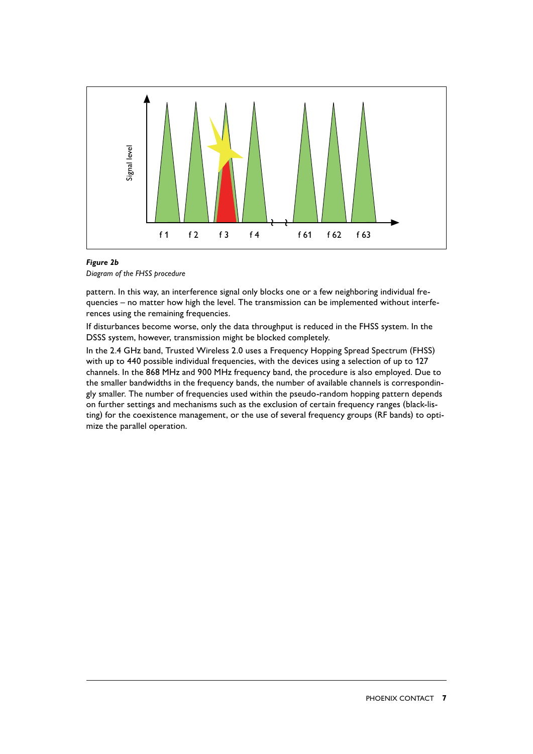***Figure 2b***
*Diagram of the FHSS procedure*

pattern. In this way, an interference signal only blocks one or a few neighboring individual frequencies – no matter how high the level. The transmission can be implemented without interferences using the remaining frequencies.

If disturbances become worse, only the data throughput is reduced in the FHSS system. In the DSSS system, however, transmission might be blocked completely.

In the 2.4 GHz band, Trusted Wireless 2.0 uses a Frequency Hopping Spread Spectrum (FHSS) with up to 440 possible individual frequencies, with the devices using a selection of up to 127 channels. In the 868 MHz and 900 MHz frequency band, the procedure is also employed. Due to the smaller bandwidths in the frequency bands, the number of available channels is correspondingly smaller. The number of frequencies used within the pseudo-random hopping pattern depends on further settings and mechanisms such as the exclusion of certain frequency ranges (black-listing) for the coexistence management, or the use of several frequency groups (RF bands) to optimize the parallel operation.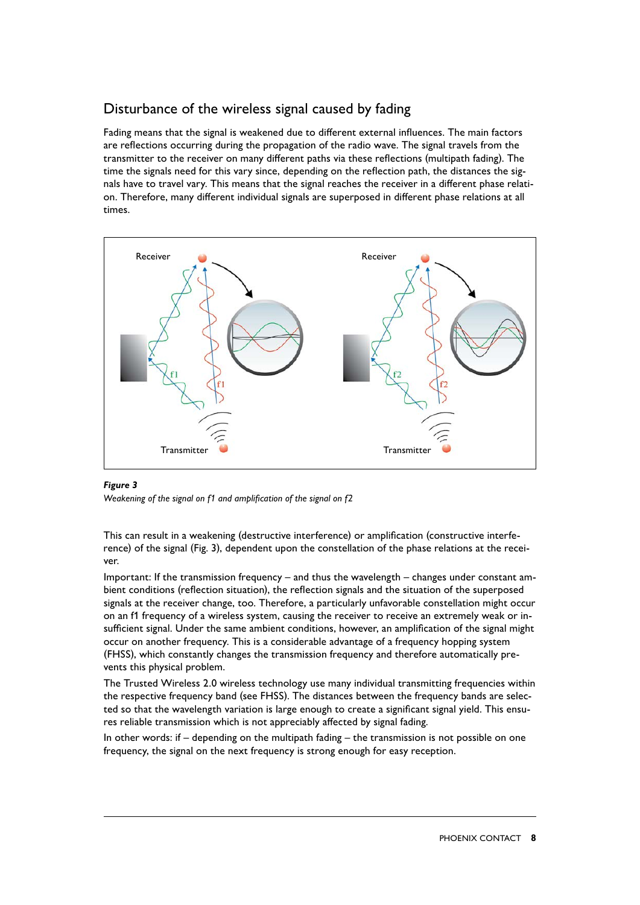## Disturbance of the wireless signal caused by fading

Fading means that the signal is weakened due to different external influences. The main factors are reflections occurring during the propagation of the radio wave. The signal travels from the transmitter to the receiver on many different paths via these reflections (multipath fading). The time the signals need for this vary since, depending on the reflection path, the distances the signals have to travel vary. This means that the signal reaches the receiver in a different phase relation. Therefore, many different individual signals are superposed in different phase relations at all times.

***Figure 3***

*Weakening of the signal on f1 and amplification of the signal on f2*

This can result in a weakening (destructive interference) or amplification (constructive interference) of the signal (Fig. 3), dependent upon the constellation of the phase relations at the receiver.

Important: If the transmission frequency – and thus the wavelength – changes under constant ambient conditions (reflection situation), the reflection signals and the situation of the superposed signals at the receiver change, too. Therefore, a particularly unfavorable constellation might occur on an f1 frequency of a wireless system, causing the receiver to receive an extremely weak or insufficient signal. Under the same ambient conditions, however, an amplification of the signal might occur on another frequency. This is a considerable advantage of a frequency hopping system (FHSS), which constantly changes the transmission frequency and therefore automatically prevents this physical problem.

The Trusted Wireless 2.0 wireless technology use many individual transmitting frequencies within the respective frequency band (see FHSS). The distances between the frequency bands are selected so that the wavelength variation is large enough to create a significant signal yield. This ensures reliable transmission which is not appreciably affected by signal fading.

In other words: if – depending on the multipath fading – the transmission is not possible on one frequency, the signal on the next frequency is strong enough for easy reception.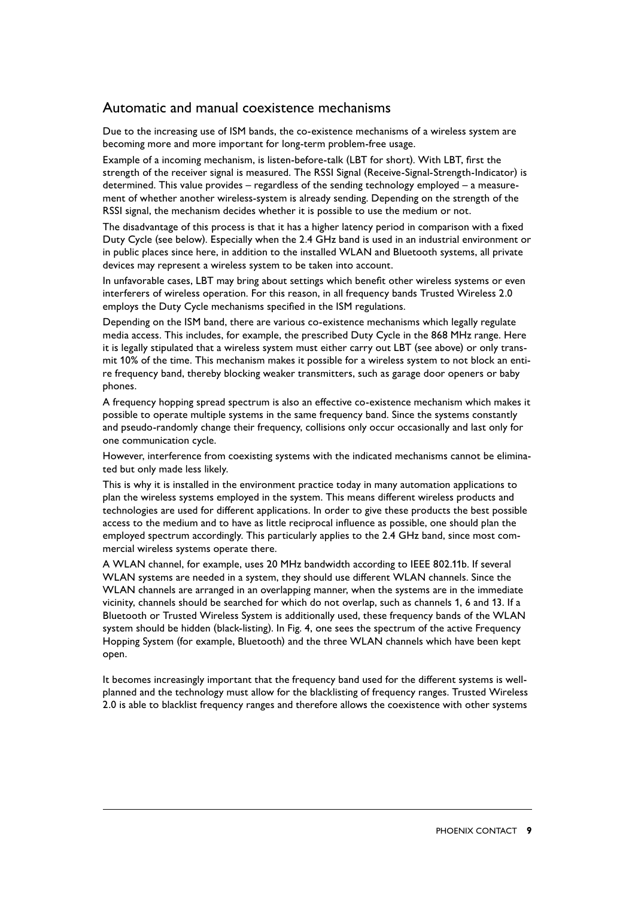## Automatic and manual coexistence mechanisms

Due to the increasing use of ISM bands, the co-existence mechanisms of a wireless system are becoming more and more important for long-term problem-free usage.

Example of a incoming mechanism, is listen-before-talk (LBT for short). With LBT, first the strength of the receiver signal is measured. The RSSI Signal (Receive-Signal-Strength-Indicator) is determined. This value provides – regardless of the sending technology employed – a measurement of whether another wireless-system is already sending. Depending on the strength of the RSSI signal, the mechanism decides whether it is possible to use the medium or not.

The disadvantage of this process is that it has a higher latency period in comparison with a fixed Duty Cycle (see below). Especially when the 2.4 GHz band is used in an industrial environment or in public places since here, in addition to the installed WLAN and Bluetooth systems, all private devices may represent a wireless system to be taken into account.

In unfavorable cases, LBT may bring about settings which benefit other wireless systems or even interferers of wireless operation. For this reason, in all frequency bands Trusted Wireless 2.0 employs the Duty Cycle mechanisms specified in the ISM regulations.

Depending on the ISM band, there are various co-existence mechanisms which legally regulate media access. This includes, for example, the prescribed Duty Cycle in the 868 MHz range. Here it is legally stipulated that a wireless system must either carry out LBT (see above) or only transmit 10% of the time. This mechanism makes it possible for a wireless system to not block an entire frequency band, thereby blocking weaker transmitters, such as garage door openers or baby phones.

A frequency hopping spread spectrum is also an effective co-existence mechanism which makes it possible to operate multiple systems in the same frequency band. Since the systems constantly and pseudo-randomly change their frequency, collisions only occur occasionally and last only for one communication cycle.

However, interference from coexisting systems with the indicated mechanisms cannot be eliminated but only made less likely.

This is why it is installed in the environment practice today in many automation applications to plan the wireless systems employed in the system. This means different wireless products and technologies are used for different applications. In order to give these products the best possible access to the medium and to have as little reciprocal influence as possible, one should plan the employed spectrum accordingly. This particularly applies to the 2.4 GHz band, since most commercial wireless systems operate there.

A WLAN channel, for example, uses 20 MHz bandwidth according to IEEE 802.11b. If several WLAN systems are needed in a system, they should use different WLAN channels. Since the WLAN channels are arranged in an overlapping manner, when the systems are in the immediate vicinity, channels should be searched for which do not overlap, such as channels 1, 6 and 13. If a Bluetooth or Trusted Wireless System is additionally used, these frequency bands of the WLAN system should be hidden (black-listing). In Fig. 4, one sees the spectrum of the active Frequency Hopping System (for example, Bluetooth) and the three WLAN channels which have been kept open.

It becomes increasingly important that the frequency band used for the different systems is well-planned and the technology must allow for the blacklisting of frequency ranges. Trusted Wireless 2.0 is able to blacklist frequency ranges and therefore allows the coexistence with other systems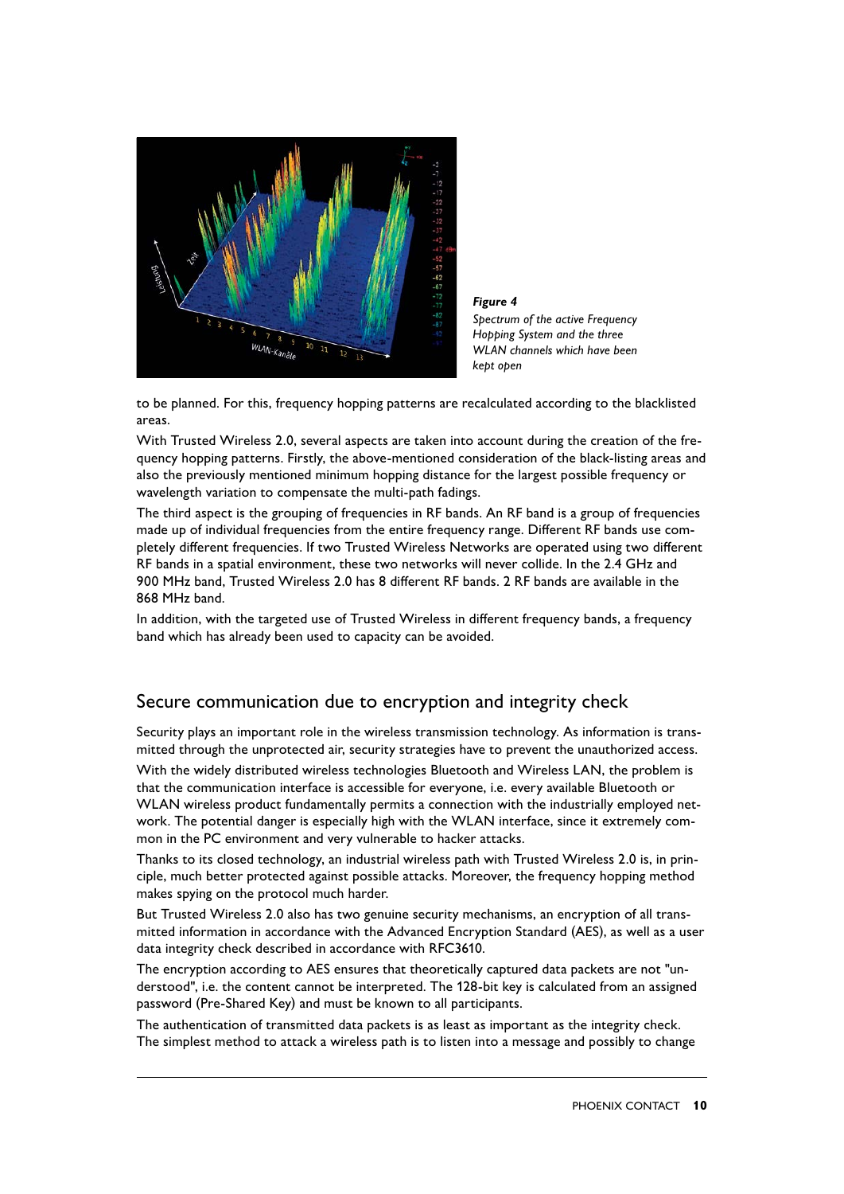*Figure 4*
*Spectrum of the active Frequency Hopping System and the three WLAN channels which have been kept open*

to be planned. For this, frequency hopping patterns are recalculated according to the blacklisted areas.

With Trusted Wireless 2.0, several aspects are taken into account during the creation of the frequency hopping patterns. Firstly, the above-mentioned consideration of the black-listing areas and also the previously mentioned minimum hopping distance for the largest possible frequency or wavelength variation to compensate the multi-path fadings.

The third aspect is the grouping of frequencies in RF bands. An RF band is a group of frequencies made up of individual frequencies from the entire frequency range. Different RF bands use completely different frequencies. If two Trusted Wireless Networks are operated using two different RF bands in a spatial environment, these two networks will never collide. In the 2.4 GHz and 900 MHz band, Trusted Wireless 2.0 has 8 different RF bands. 2 RF bands are available in the 868 MHz band.

In addition, with the targeted use of Trusted Wireless in different frequency bands, a frequency band which has already been used to capacity can be avoided.

## Secure communication due to encryption and integrity check

Security plays an important role in the wireless transmission technology. As information is transmitted through the unprotected air, security strategies have to prevent the unauthorized access.

With the widely distributed wireless technologies Bluetooth and Wireless LAN, the problem is that the communication interface is accessible for everyone, i.e. every available Bluetooth or WLAN wireless product fundamentally permits a connection with the industrially employed network. The potential danger is especially high with the WLAN interface, since it extremely common in the PC environment and very vulnerable to hacker attacks.

Thanks to its closed technology, an industrial wireless path with Trusted Wireless 2.0 is, in principle, much better protected against possible attacks. Moreover, the frequency hopping method makes spying on the protocol much harder.

But Trusted Wireless 2.0 also has two genuine security mechanisms, an encryption of all transmitted information in accordance with the Advanced Encryption Standard (AES), as well as a user data integrity check described in accordance with RFC3610.

The encryption according to AES ensures that theoretically captured data packets are not "understood", i.e. the content cannot be interpreted. The 128-bit key is calculated from an assigned password (Pre-Shared Key) and must be known to all participants.

The authentication of transmitted data packets is as least as important as the integrity check. The simplest method to attack a wireless path is to listen into a message and possibly to change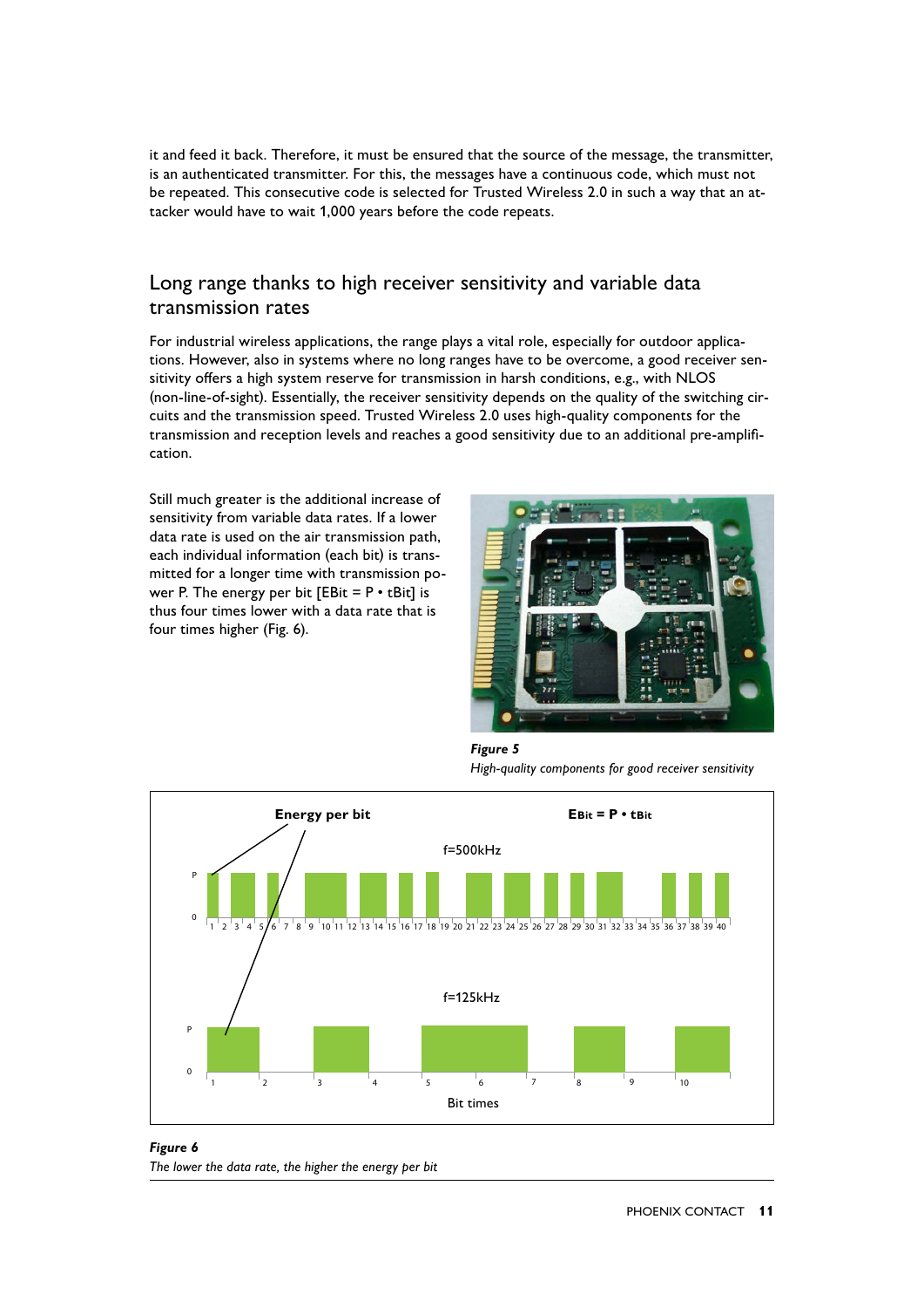it and feed it back. Therefore, it must be ensured that the source of the message, the transmitter, is an authenticated transmitter. For this, the messages have a continuous code, which must not be repeated. This consecutive code is selected for Trusted Wireless 2.0 in such a way that an attacker would have to wait 1,000 years before the code repeats.

## Long range thanks to high receiver sensitivity and variable data transmission rates

For industrial wireless applications, the range plays a vital role, especially for outdoor applications. However, also in systems where no long ranges have to be overcome, a good receiver sensitivity offers a high system reserve for transmission in harsh conditions, e.g., with NLOS (non-line-of-sight). Essentially, the receiver sensitivity depends on the quality of the switching circuits and the transmission speed. Trusted Wireless 2.0 uses high-quality components for the transmission and reception levels and reaches a good sensitivity due to an additional pre-amplification.

Still much greater is the additional increase of sensitivity from variable data rates. If a lower data rate is used on the air transmission path, each individual information (each bit) is transmitted for a longer time with transmission power P. The energy per bit [$E_{Bit} = P \cdot t_{Bit}$] is thus four times lower with a data rate that is four times higher (Fig. 6).

***Figure 5***
*High-quality components for good receiver sensitivity*

***Figure 6***
*The lower the data rate, the higher the energy per bit*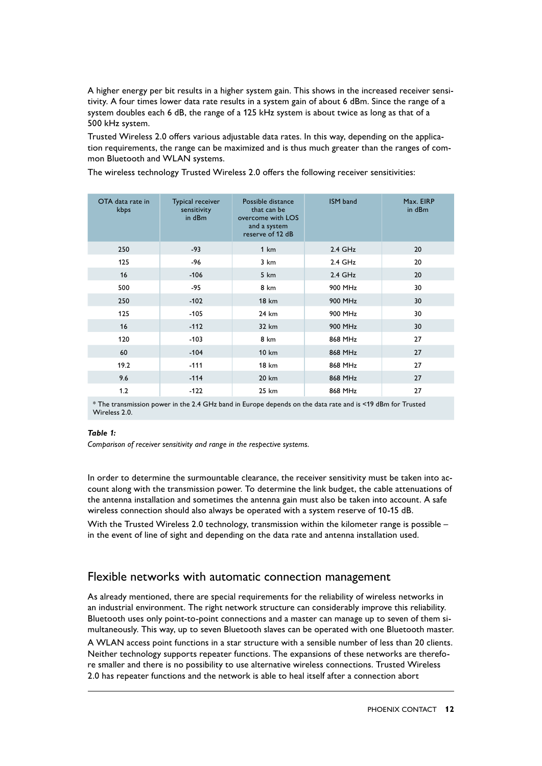A higher energy per bit results in a higher system gain. This shows in the increased receiver sensitivity. A four times lower data rate results in a system gain of about 6 dBm. Since the range of a system doubles each 6 dB, the range of a 125 kHz system is about twice as long as that of a 500 kHz system.

Trusted Wireless 2.0 offers various adjustable data rates. In this way, depending on the application requirements, the range can be maximized and is thus much greater than the ranges of common Bluetooth and WLAN systems.

The wireless technology Trusted Wireless 2.0 offers the following receiver sensitivities:

| OTA data rate in kbps | Typical receiver sensitivity in dBm | Possible distance that can be overcome with LOS and a system reserve of 12 dB | ISM band | Max. EIRP in dBm |
|---|---|---|---|---|
| 250 | -93 | 1 km | 2.4 GHz | 20 |
| 125 | -96 | 3 km | 2.4 GHz | 20 |
| 16 | -106 | 5 km | 2.4 GHz | 20 |
| 500 | -95 | 8 km | 900 MHz | 30 |
| 250 | -102 | 18 km | 900 MHz | 30 |
| 125 | -105 | 24 km | 900 MHz | 30 |
| 16 | -112 | 32 km | 900 MHz | 30 |
| 120 | -103 | 8 km | 868 MHz | 27 |
| 60 | -104 | 10 km | 868 MHz | 27 |
| 19.2 | -111 | 18 km | 868 MHz | 27 |
| 9.6 | -114 | 20 km | 868 MHz | 27 |
| 1.2 | -122 | 25 km | 868 MHz | 27 |

* The transmission power in the 2.4 GHz band in Europe depends on the data rate and is <19 dBm for Trusted Wireless 2.0.

***Table 1:***

*Comparison of receiver sensitivity and range in the respective systems.*

In order to determine the surmountable clearance, the receiver sensitivity must be taken into account along with the transmission power. To determine the link budget, the cable attenuations of the antenna installation and sometimes the antenna gain must also be taken into account. A safe wireless connection should also always be operated with a system reserve of 10-15 dB.

With the Trusted Wireless 2.0 technology, transmission within the kilometer range is possible – in the event of line of sight and depending on the data rate and antenna installation used.

## Flexible networks with automatic connection management

As already mentioned, there are special requirements for the reliability of wireless networks in an industrial environment. The right network structure can considerably improve this reliability. Bluetooth uses only point-to-point connections and a master can manage up to seven of them simultaneously. This way, up to seven Bluetooth slaves can be operated with one Bluetooth master.

A WLAN access point functions in a star structure with a sensible number of less than 20 clients. Neither technology supports repeater functions. The expansions of these networks are therefore smaller and there is no possibility to use alternative wireless connections. Trusted Wireless 2.0 has repeater functions and the network is able to heal itself after a connection abort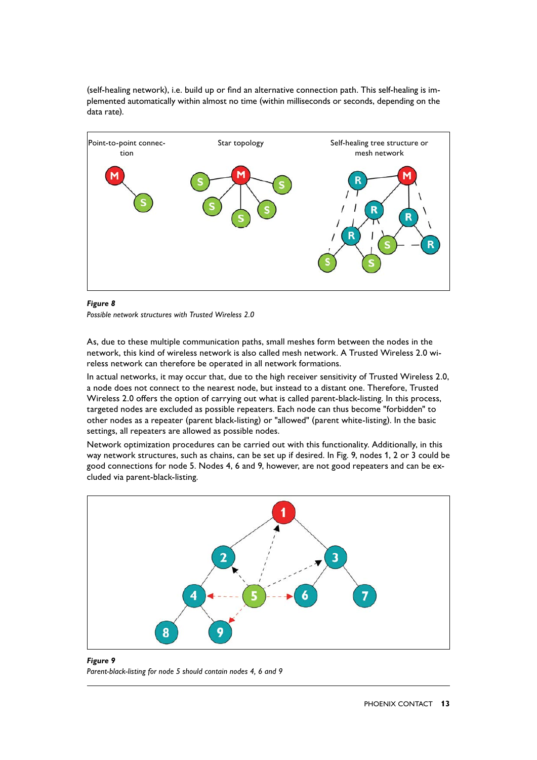(self-healing network), i.e. build up or find an alternative connection path. This self-healing is implemented automatically within almost no time (within milliseconds or seconds, depending on the data rate).

***Figure 8***
*Possible network structures with Trusted Wireless 2.0*

As, due to these multiple communication paths, small meshes form between the nodes in the network, this kind of wireless network is also called mesh network. A Trusted Wireless 2.0 wireless network can therefore be operated in all network formations.

In actual networks, it may occur that, due to the high receiver sensitivity of Trusted Wireless 2.0, a node does not connect to the nearest node, but instead to a distant one. Therefore, Trusted Wireless 2.0 offers the option of carrying out what is called parent-black-listing. In this process, targeted nodes are excluded as possible repeaters. Each node can thus become "forbidden" to other nodes as a repeater (parent black-listing) or "allowed" (parent white-listing). In the basic settings, all repeaters are allowed as possible nodes.

Network optimization procedures can be carried out with this functionality. Additionally, in this way network structures, such as chains, can be set up if desired. In Fig. 9, nodes 1, 2 or 3 could be good connections for node 5. Nodes 4, 6 and 9, however, are not good repeaters and can be excluded via parent-black-listing.

***Figure 9***
*Parent-black-listing for node 5 should contain nodes 4, 6 and 9*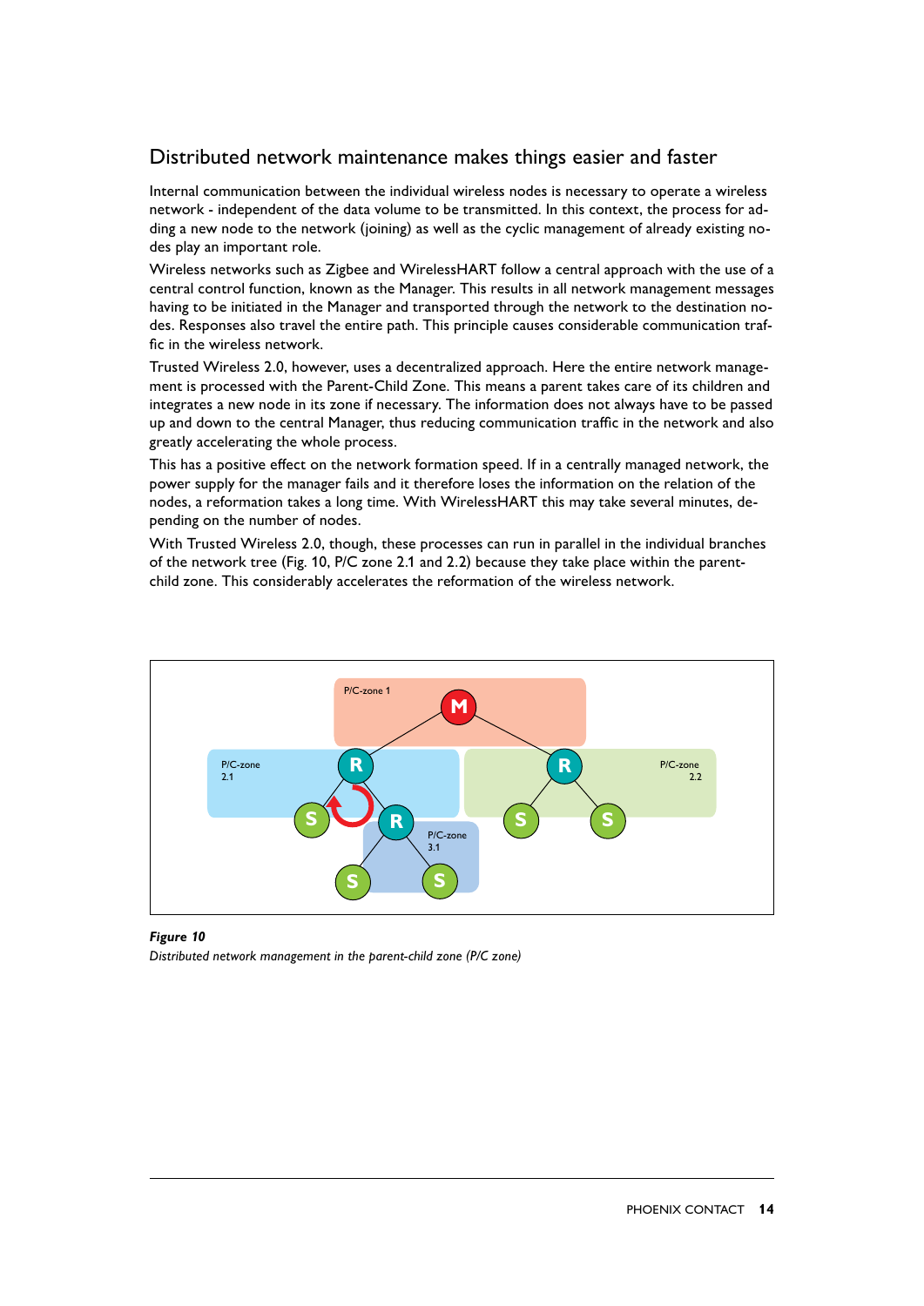## Distributed network maintenance makes things easier and faster

Internal communication between the individual wireless nodes is necessary to operate a wireless network - independent of the data volume to be transmitted. In this context, the process for adding a new node to the network (joining) as well as the cyclic management of already existing nodes play an important role.

Wireless networks such as Zigbee and WirelessHART follow a central approach with the use of a central control function, known as the Manager. This results in all network management messages having to be initiated in the Manager and transported through the network to the destination nodes. Responses also travel the entire path. This principle causes considerable communication traffic in the wireless network.

Trusted Wireless 2.0, however, uses a decentralized approach. Here the entire network management is processed with the Parent-Child Zone. This means a parent takes care of its children and integrates a new node in its zone if necessary. The information does not always have to be passed up and down to the central Manager, thus reducing communication traffic in the network and also greatly accelerating the whole process.

This has a positive effect on the network formation speed. If in a centrally managed network, the power supply for the manager fails and it therefore loses the information on the relation of the nodes, a reformation takes a long time. With WirelessHART this may take several minutes, depending on the number of nodes.

With Trusted Wireless 2.0, though, these processes can run in parallel in the individual branches of the network tree (Fig. 10, P/C zone 2.1 and 2.2) because they take place within the parent-child zone. This considerably accelerates the reformation of the wireless network.

***Figure 10***

*Distributed network management in the parent-child zone (P/C zone)*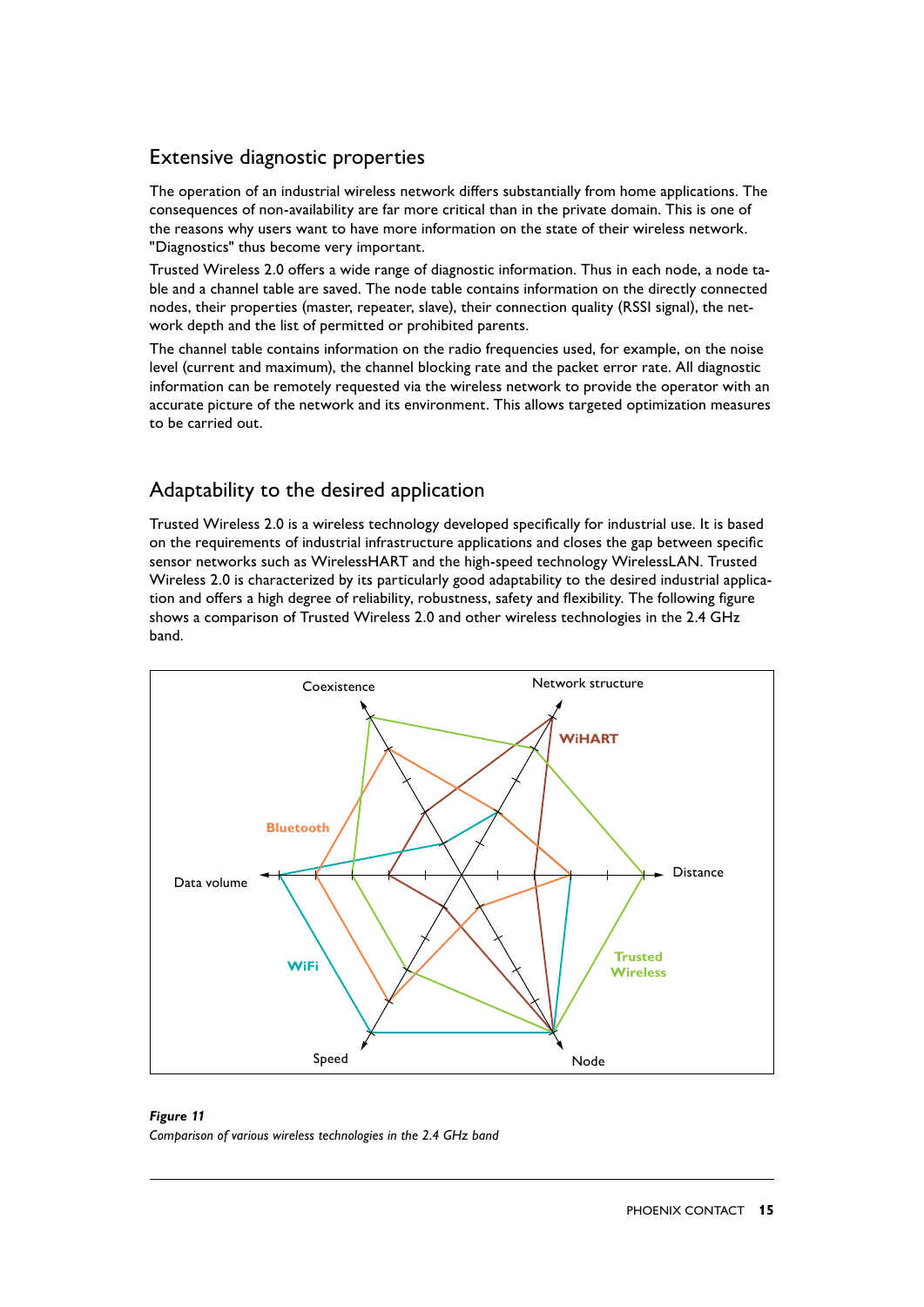## Extensive diagnostic properties

The operation of an industrial wireless network differs substantially from home applications. The consequences of non-availability are far more critical than in the private domain. This is one of the reasons why users want to have more information on the state of their wireless network. "Diagnostics" thus become very important.

Trusted Wireless 2.0 offers a wide range of diagnostic information. Thus in each node, a node table and a channel table are saved. The node table contains information on the directly connected nodes, their properties (master, repeater, slave), their connection quality (RSSI signal), the network depth and the list of permitted or prohibited parents.

The channel table contains information on the radio frequencies used, for example, on the noise level (current and maximum), the channel blocking rate and the packet error rate. All diagnostic information can be remotely requested via the wireless network to provide the operator with an accurate picture of the network and its environment. This allows targeted optimization measures to be carried out.

## Adaptability to the desired application

Trusted Wireless 2.0 is a wireless technology developed specifically for industrial use. It is based on the requirements of industrial infrastructure applications and closes the gap between specific sensor networks such as WirelessHART and the high-speed technology WirelessLAN. Trusted Wireless 2.0 is characterized by its particularly good adaptability to the desired industrial application and offers a high degree of reliability, robustness, safety and flexibility. The following figure shows a comparison of Trusted Wireless 2.0 and other wireless technologies in the 2.4 GHz band.

Coexistence, Network structure, Distance, Node, Speed, Data volume

WiHART, Bluetooth, WiFi, Trusted Wireless

***Figure 11***

*Comparison of various wireless technologies in the 2.4 GHz band*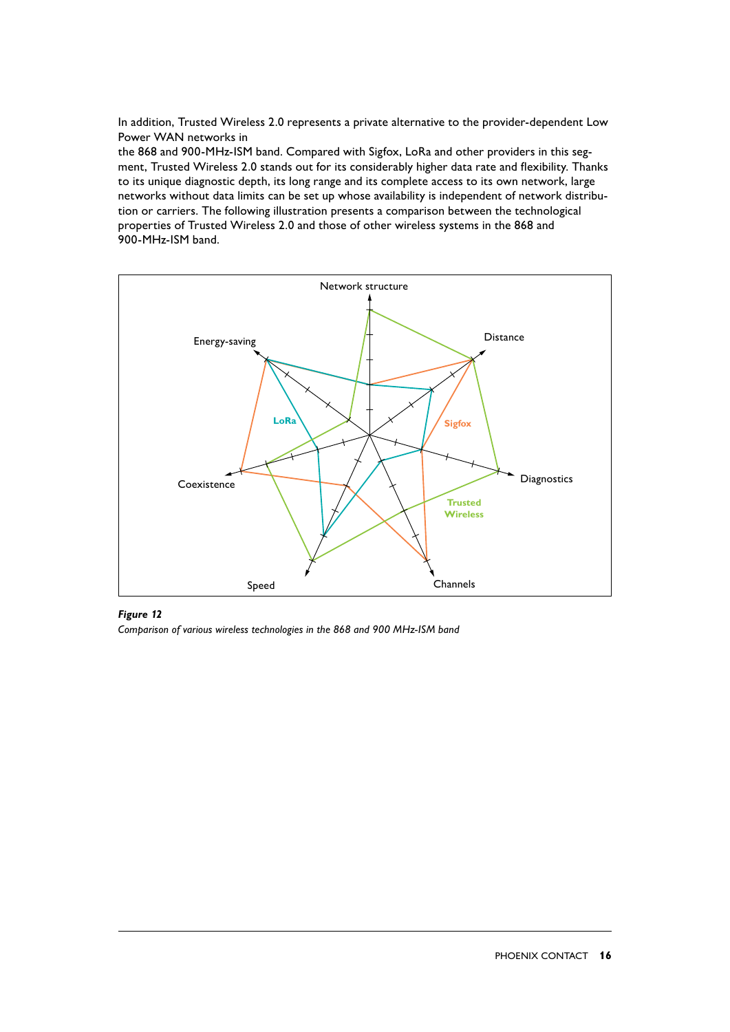In addition, Trusted Wireless 2.0 represents a private alternative to the provider-dependent Low Power WAN networks in
the 868 and 900-MHz-ISM band. Compared with Sigfox, LoRa and other providers in this segment, Trusted Wireless 2.0 stands out for its considerably higher data rate and flexibility. Thanks to its unique diagnostic depth, its long range and its complete access to its own network, large networks without data limits can be set up whose availability is independent of network distribution or carriers. The following illustration presents a comparison between the technological properties of Trusted Wireless 2.0 and those of other wireless systems in the 868 and 900-MHz-ISM band.

***Figure 12***

*Comparison of various wireless technologies in the 868 and 900 MHz-ISM band*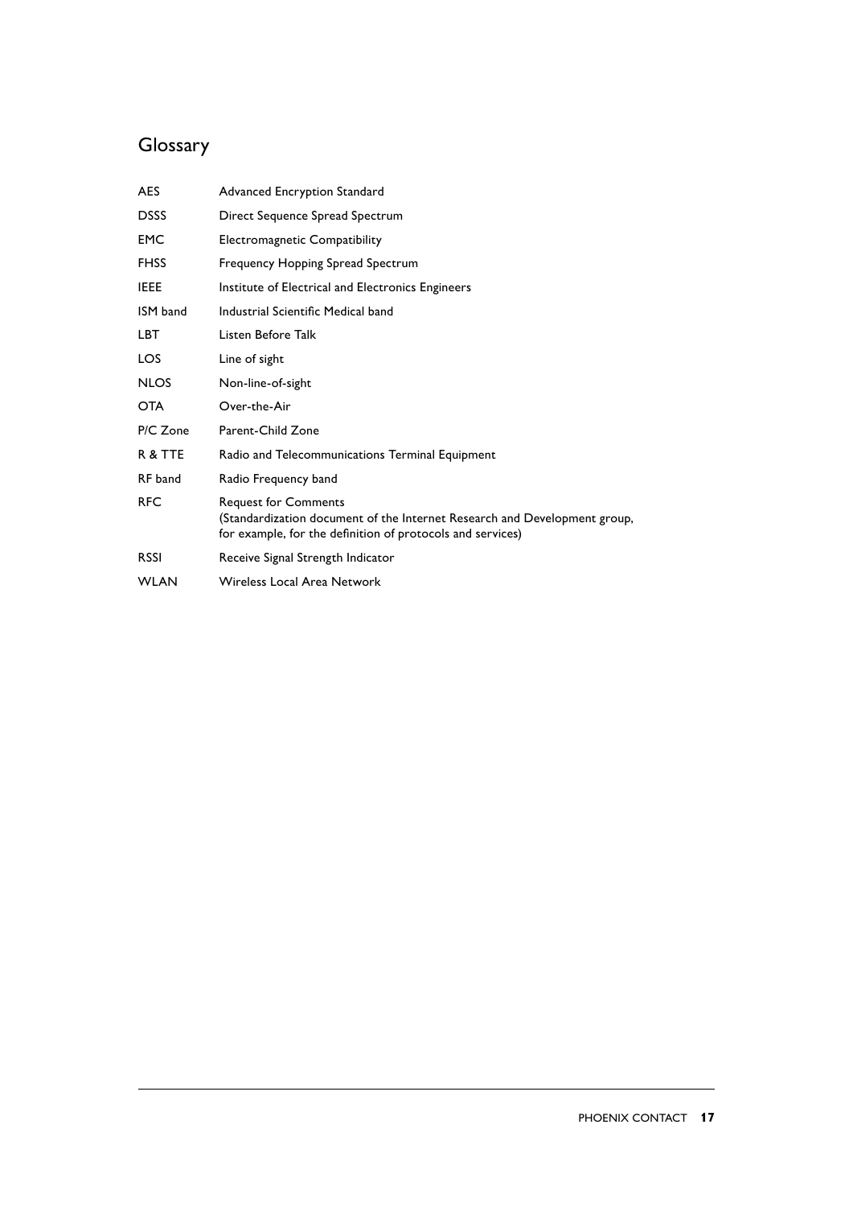# Glossary

| | |
|---|---|
| AES | Advanced Encryption Standard |
| DSSS | Direct Sequence Spread Spectrum |
| EMC | Electromagnetic Compatibility |
| FHSS | Frequency Hopping Spread Spectrum |
| IEEE | Institute of Electrical and Electronics Engineers |
| ISM band | Industrial Scientific Medical band |
| LBT | Listen Before Talk |
| LOS | Line of sight |
| NLOS | Non-line-of-sight |
| OTA | Over-the-Air |
| P/C Zone | Parent-Child Zone |
| R & TTE | Radio and Telecommunications Terminal Equipment |
| RF band | Radio Frequency band |
| RFC | Request for Comments (Standardization document of the Internet Research and Development group, for example, for the definition of protocols and services) |
| RSSI | Receive Signal Strength Indicator |
| WLAN | Wireless Local Area Network |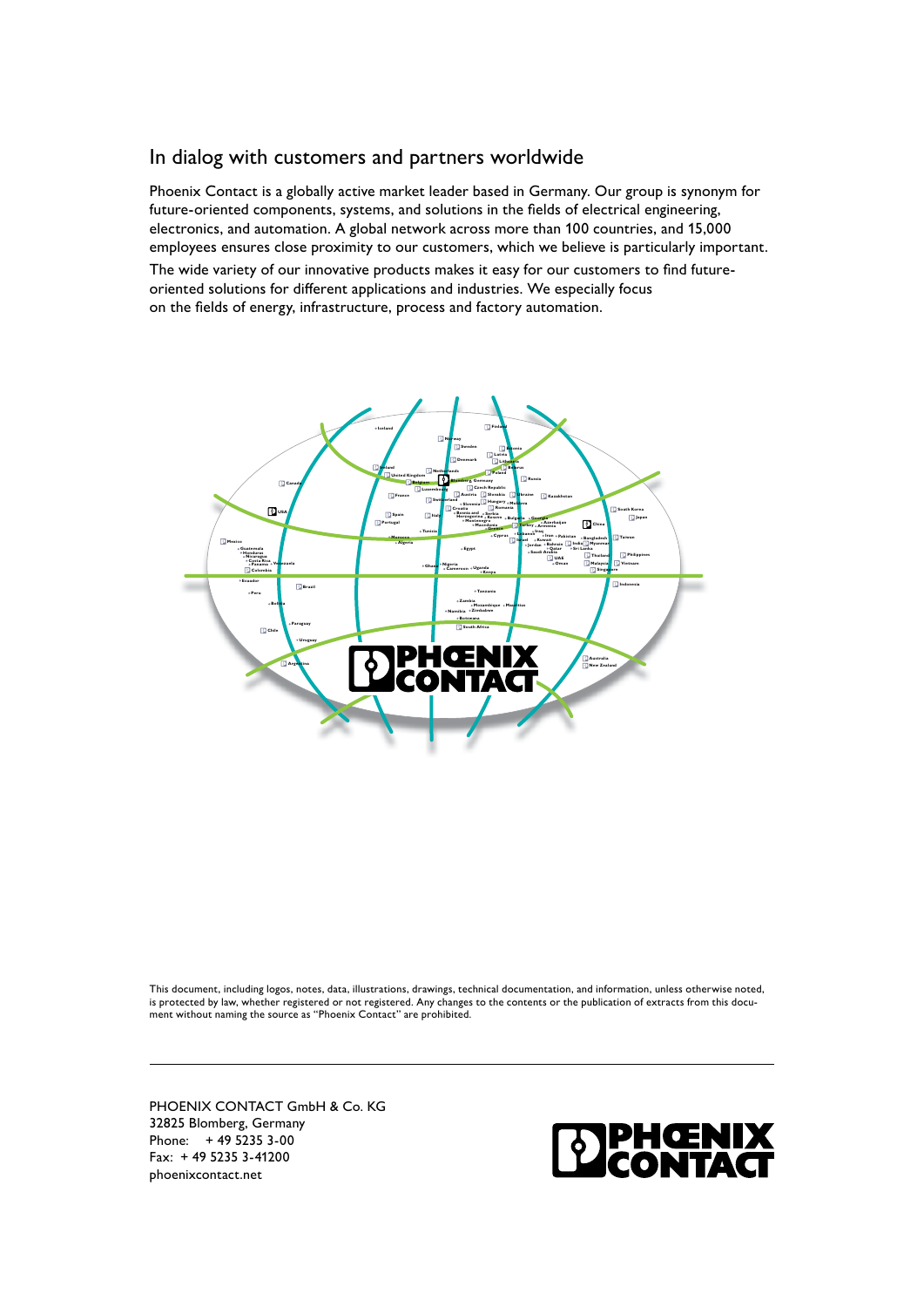## In dialog with customers and partners worldwide

Phoenix Contact is a globally active market leader based in Germany. Our group is synonym for future-oriented components, systems, and solutions in the fields of electrical engineering, electronics, and automation. A global network across more than 100 countries, and 15,000 employees ensures close proximity to our customers, which we believe is particularly important.

The wide variety of our innovative products makes it easy for our customers to find future-oriented solutions for different applications and industries. We especially focus on the fields of energy, infrastructure, process and factory automation.

This document, including logos, notes, data, illustrations, drawings, technical documentation, and information, unless otherwise noted, is protected by law, whether registered or not registered. Any changes to the contents or the publication of extracts from this document without naming the source as "Phoenix Contact" are prohibited.

---

PHOENIX CONTACT GmbH & Co. KG
32825 Blomberg, Germany
Phone: + 49 5235 3-00
Fax: + 49 5235 3-41200
phoenixcontact.net